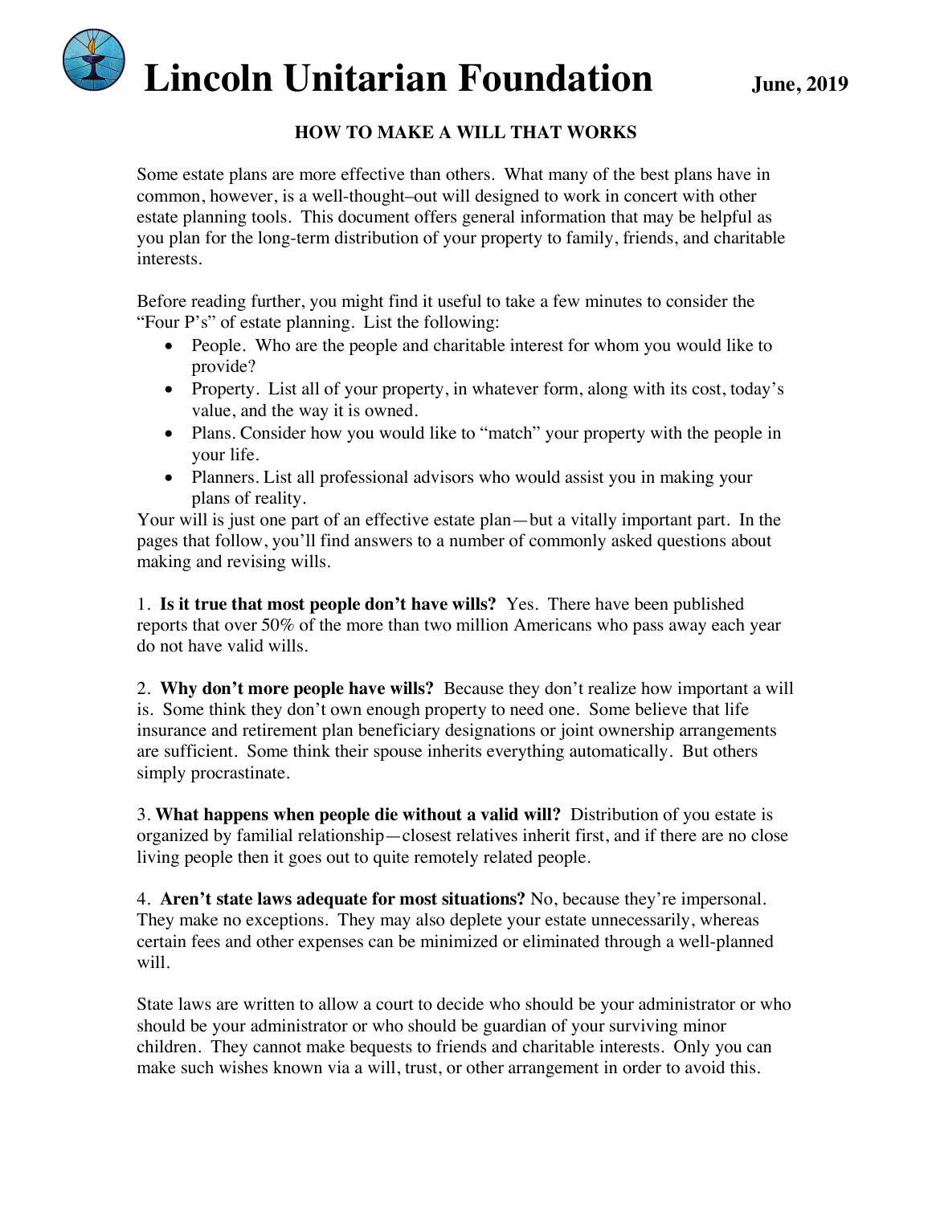# Lincoln Unitarian Foundation

**June, 2019**

## HOW TO MAKE A WILL THAT WORKS

Some estate plans are more effective than others. What many of the best plans have in common, however, is a well-thought–out will designed to work in concert with other estate planning tools. This document offers general information that may be helpful as you plan for the long-term distribution of your property to family, friends, and charitable interests.

Before reading further, you might find it useful to take a few minutes to consider the "Four P's" of estate planning. List the following:

- People. Who are the people and charitable interest for whom you would like to provide?
- Property. List all of your property, in whatever form, along with its cost, today's value, and the way it is owned.
- Plans. Consider how you would like to "match" your property with the people in your life.
- Planners. List all professional advisors who would assist you in making your plans of reality.

Your will is just one part of an effective estate plan—but a vitally important part. In the pages that follow, you'll find answers to a number of commonly asked questions about making and revising wills.

1. **Is it true that most people don't have wills?** Yes. There have been published reports that over 50% of the more than two million Americans who pass away each year do not have valid wills.

2. **Why don't more people have wills?** Because they don't realize how important a will is. Some think they don't own enough property to need one. Some believe that life insurance and retirement plan beneficiary designations or joint ownership arrangements are sufficient. Some think their spouse inherits everything automatically. But others simply procrastinate.

3. **What happens when people die without a valid will?** Distribution of you estate is organized by familial relationship—closest relatives inherit first, and if there are no close living people then it goes out to quite remotely related people.

4. **Aren't state laws adequate for most situations?** No, because they're impersonal. They make no exceptions. They may also deplete your estate unnecessarily, whereas certain fees and other expenses can be minimized or eliminated through a well-planned will.

State laws are written to allow a court to decide who should be your administrator or who should be your administrator or who should be guardian of your surviving minor children. They cannot make bequests to friends and charitable interests. Only you can make such wishes known via a will, trust, or other arrangement in order to avoid this.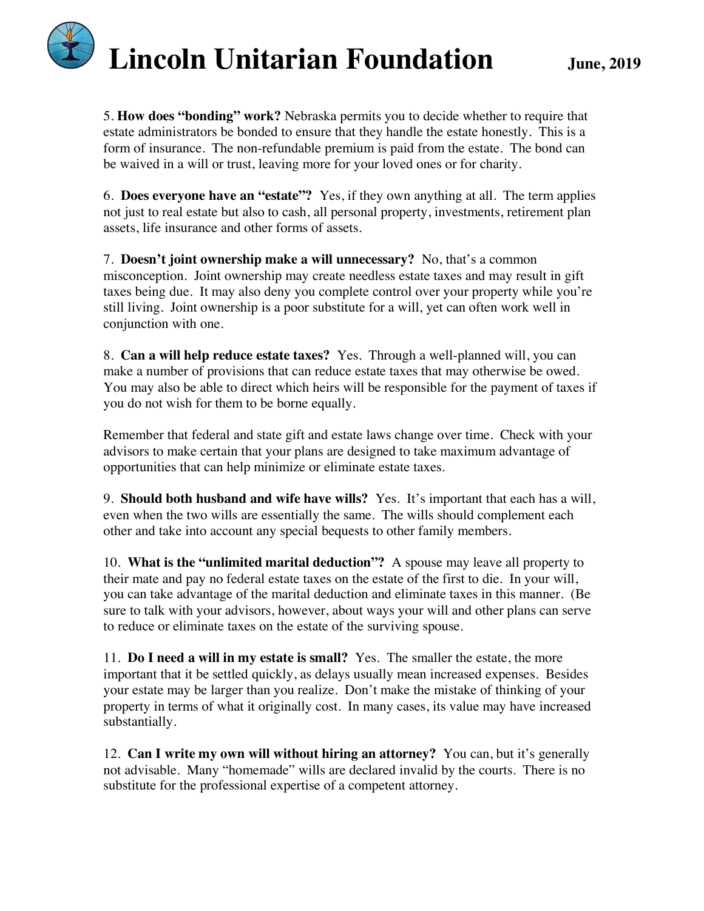5. **How does "bonding" work?** Nebraska permits you to decide whether to require that estate administrators be bonded to ensure that they handle the estate honestly. This is a form of insurance. The non-refundable premium is paid from the estate. The bond can be waived in a will or trust, leaving more for your loved ones or for charity.

6. **Does everyone have an "estate"?** Yes, if they own anything at all. The term applies not just to real estate but also to cash, all personal property, investments, retirement plan assets, life insurance and other forms of assets.

7. **Doesn't joint ownership make a will unnecessary?** No, that's a common misconception. Joint ownership may create needless estate taxes and may result in gift taxes being due. It may also deny you complete control over your property while you're still living. Joint ownership is a poor substitute for a will, yet can often work well in conjunction with one.

8. **Can a will help reduce estate taxes?** Yes. Through a well-planned will, you can make a number of provisions that can reduce estate taxes that may otherwise be owed. You may also be able to direct which heirs will be responsible for the payment of taxes if you do not wish for them to be borne equally.

Remember that federal and state gift and estate laws change over time. Check with your advisors to make certain that your plans are designed to take maximum advantage of opportunities that can help minimize or eliminate estate taxes.

9. **Should both husband and wife have wills?** Yes. It's important that each has a will, even when the two wills are essentially the same. The wills should complement each other and take into account any special bequests to other family members.

10. **What is the "unlimited marital deduction"?** A spouse may leave all property to their mate and pay no federal estate taxes on the estate of the first to die. In your will, you can take advantage of the marital deduction and eliminate taxes in this manner. (Be sure to talk with your advisors, however, about ways your will and other plans can serve to reduce or eliminate taxes on the estate of the surviving spouse.

11. **Do I need a will in my estate is small?** Yes. The smaller the estate, the more important that it be settled quickly, as delays usually mean increased expenses. Besides your estate may be larger than you realize. Don't make the mistake of thinking of your property in terms of what it originally cost. In many cases, its value may have increased substantially.

12. **Can I write my own will without hiring an attorney?** You can, but it's generally not advisable. Many "homemade" wills are declared invalid by the courts. There is no substitute for the professional expertise of a competent attorney.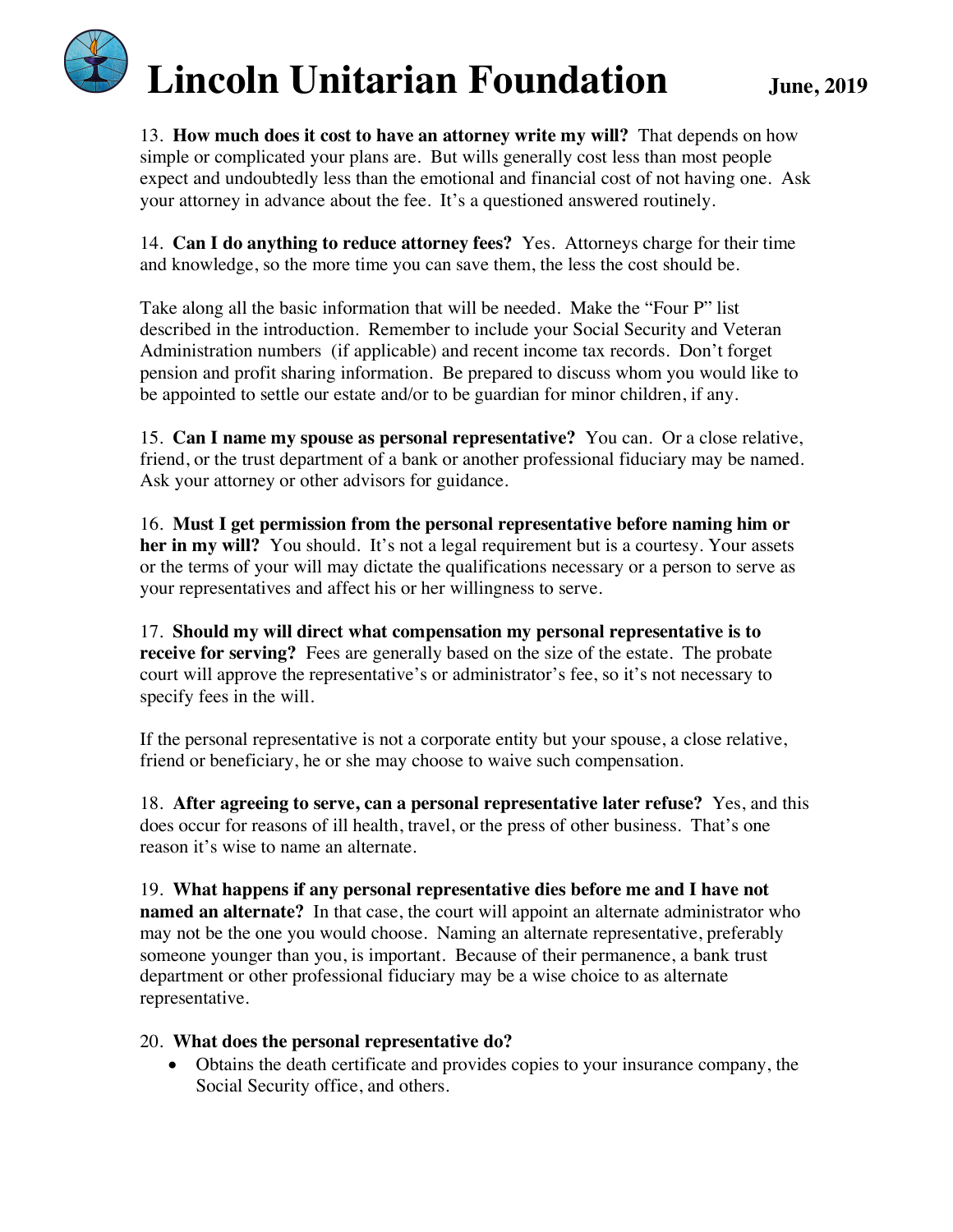13. **How much does it cost to have an attorney write my will?** That depends on how simple or complicated your plans are. But wills generally cost less than most people expect and undoubtedly less than the emotional and financial cost of not having one. Ask your attorney in advance about the fee. It's a questioned answered routinely.

14. **Can I do anything to reduce attorney fees?** Yes. Attorneys charge for their time and knowledge, so the more time you can save them, the less the cost should be.

Take along all the basic information that will be needed. Make the "Four P" list described in the introduction. Remember to include your Social Security and Veteran Administration numbers (if applicable) and recent income tax records. Don't forget pension and profit sharing information. Be prepared to discuss whom you would like to be appointed to settle our estate and/or to be guardian for minor children, if any.

15. **Can I name my spouse as personal representative?** You can. Or a close relative, friend, or the trust department of a bank or another professional fiduciary may be named. Ask your attorney or other advisors for guidance.

16. **Must I get permission from the personal representative before naming him or her in my will?** You should. It's not a legal requirement but is a courtesy. Your assets or the terms of your will may dictate the qualifications necessary or a person to serve as your representatives and affect his or her willingness to serve.

17. **Should my will direct what compensation my personal representative is to receive for serving?** Fees are generally based on the size of the estate. The probate court will approve the representative's or administrator's fee, so it's not necessary to specify fees in the will.

If the personal representative is not a corporate entity but your spouse, a close relative, friend or beneficiary, he or she may choose to waive such compensation.

18. **After agreeing to serve, can a personal representative later refuse?** Yes, and this does occur for reasons of ill health, travel, or the press of other business. That's one reason it's wise to name an alternate.

19. **What happens if any personal representative dies before me and I have not named an alternate?** In that case, the court will appoint an alternate administrator who may not be the one you would choose. Naming an alternate representative, preferably someone younger than you, is important. Because of their permanence, a bank trust department or other professional fiduciary may be a wise choice to as alternate representative.

20. **What does the personal representative do?**

- Obtains the death certificate and provides copies to your insurance company, the Social Security office, and others.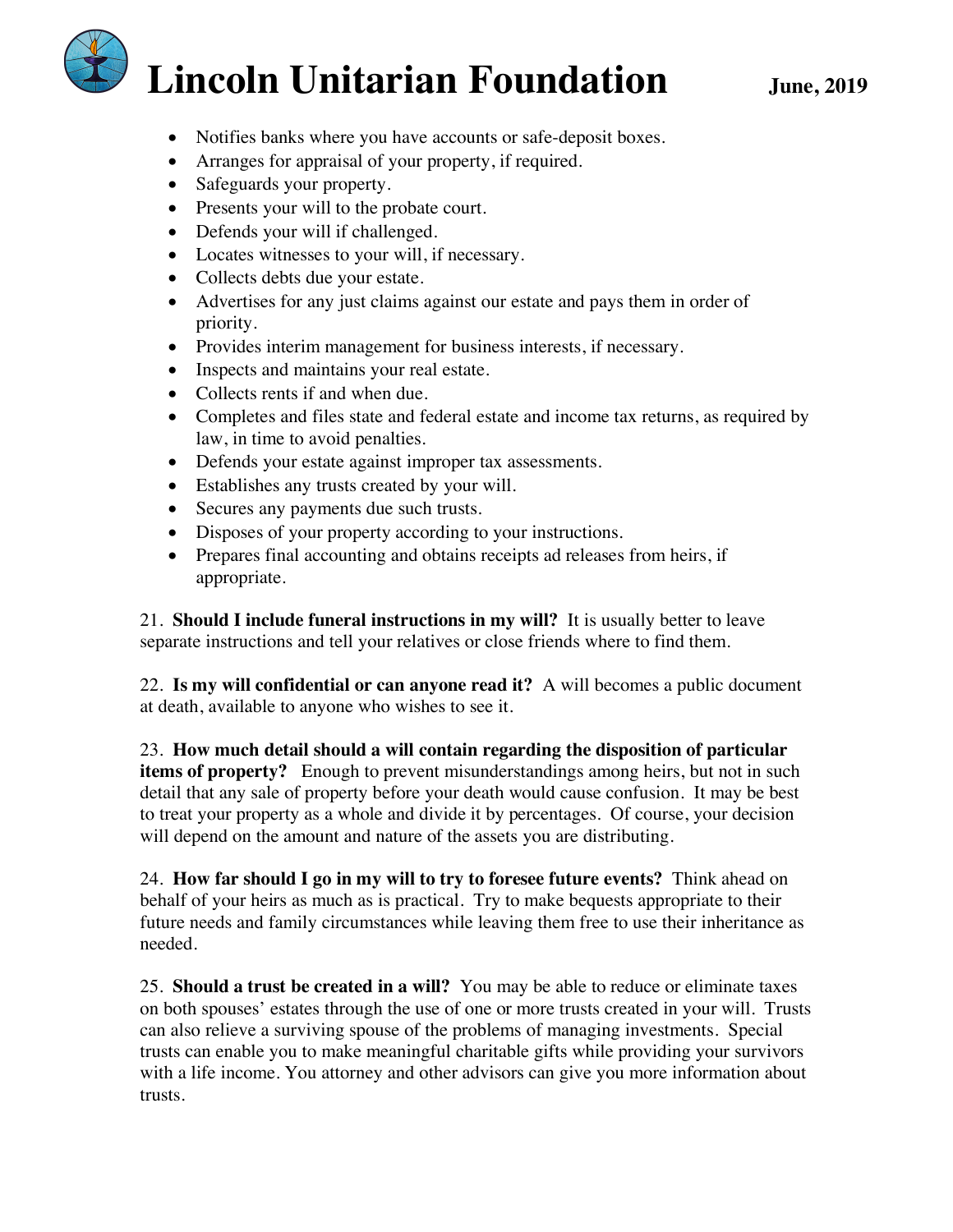- Notifies banks where you have accounts or safe-deposit boxes.
- Arranges for appraisal of your property, if required.
- Safeguards your property.
- Presents your will to the probate court.
- Defends your will if challenged.
- Locates witnesses to your will, if necessary.
- Collects debts due your estate.
- Advertises for any just claims against our estate and pays them in order of priority.
- Provides interim management for business interests, if necessary.
- Inspects and maintains your real estate.
- Collects rents if and when due.
- Completes and files state and federal estate and income tax returns, as required by law, in time to avoid penalties.
- Defends your estate against improper tax assessments.
- Establishes any trusts created by your will.
- Secures any payments due such trusts.
- Disposes of your property according to your instructions.
- Prepares final accounting and obtains receipts ad releases from heirs, if appropriate.

21. **Should I include funeral instructions in my will?** It is usually better to leave separate instructions and tell your relatives or close friends where to find them.

22. **Is my will confidential or can anyone read it?** A will becomes a public document at death, available to anyone who wishes to see it.

23. **How much detail should a will contain regarding the disposition of particular items of property?** Enough to prevent misunderstandings among heirs, but not in such detail that any sale of property before your death would cause confusion. It may be best to treat your property as a whole and divide it by percentages. Of course, your decision will depend on the amount and nature of the assets you are distributing.

24. **How far should I go in my will to try to foresee future events?** Think ahead on behalf of your heirs as much as is practical. Try to make bequests appropriate to their future needs and family circumstances while leaving them free to use their inheritance as needed.

25. **Should a trust be created in a will?** You may be able to reduce or eliminate taxes on both spouses' estates through the use of one or more trusts created in your will. Trusts can also relieve a surviving spouse of the problems of managing investments. Special trusts can enable you to make meaningful charitable gifts while providing your survivors with a life income. You attorney and other advisors can give you more information about trusts.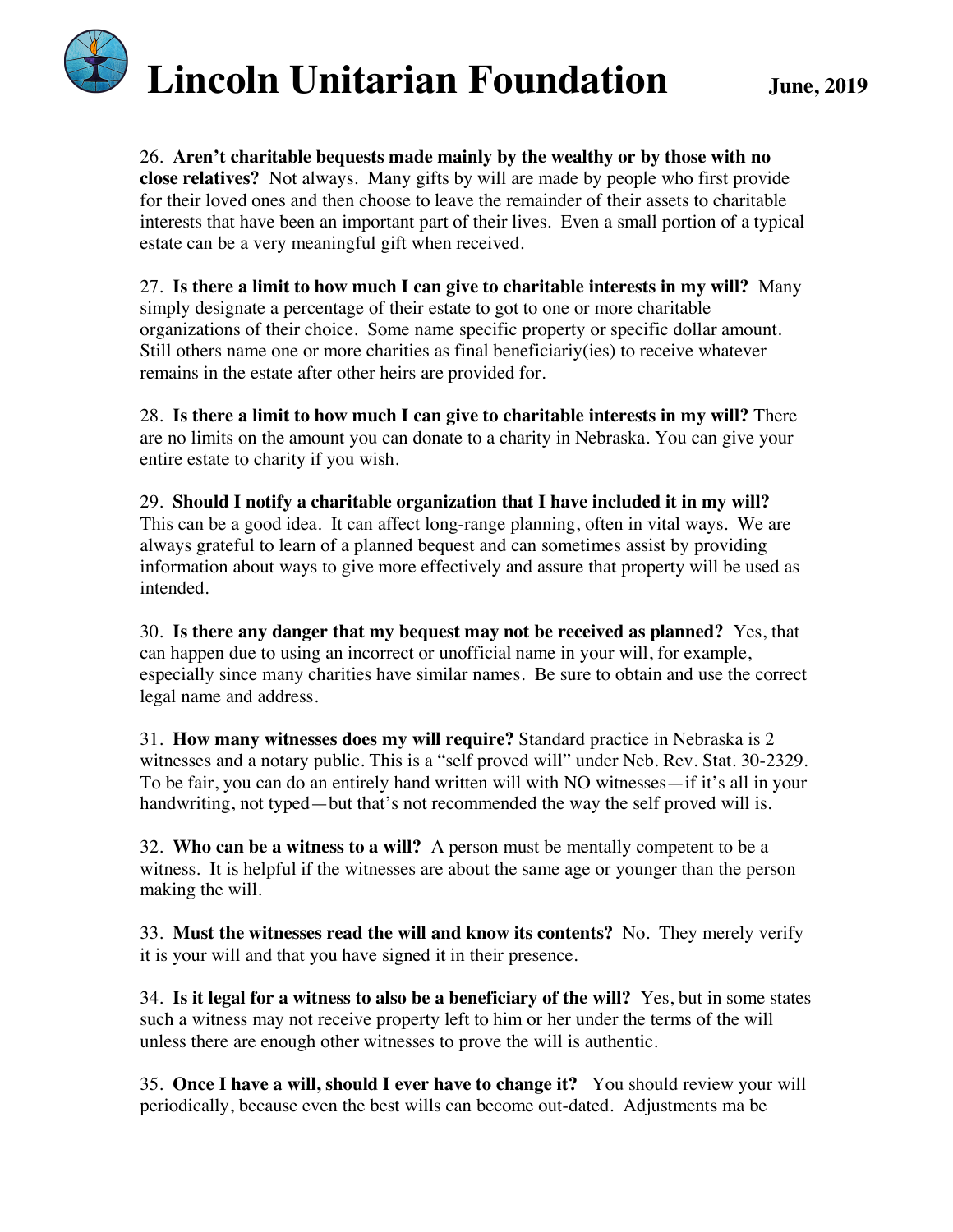26. **Aren't charitable bequests made mainly by the wealthy or by those with no close relatives?** Not always. Many gifts by will are made by people who first provide for their loved ones and then choose to leave the remainder of their assets to charitable interests that have been an important part of their lives. Even a small portion of a typical estate can be a very meaningful gift when received.

27. **Is there a limit to how much I can give to charitable interests in my will?** Many simply designate a percentage of their estate to got to one or more charitable organizations of their choice. Some name specific property or specific dollar amount. Still others name one or more charities as final beneficiariy(ies) to receive whatever remains in the estate after other heirs are provided for.

28. **Is there a limit to how much I can give to charitable interests in my will?** There are no limits on the amount you can donate to a charity in Nebraska. You can give your entire estate to charity if you wish.

29. **Should I notify a charitable organization that I have included it in my will?** This can be a good idea. It can affect long-range planning, often in vital ways. We are always grateful to learn of a planned bequest and can sometimes assist by providing information about ways to give more effectively and assure that property will be used as intended.

30. **Is there any danger that my bequest may not be received as planned?** Yes, that can happen due to using an incorrect or unofficial name in your will, for example, especially since many charities have similar names. Be sure to obtain and use the correct legal name and address.

31. **How many witnesses does my will require?** Standard practice in Nebraska is 2 witnesses and a notary public. This is a "self proved will" under Neb. Rev. Stat. 30-2329. To be fair, you can do an entirely hand written will with NO witnesses—if it's all in your handwriting, not typed—but that's not recommended the way the self proved will is.

32. **Who can be a witness to a will?** A person must be mentally competent to be a witness. It is helpful if the witnesses are about the same age or younger than the person making the will.

33. **Must the witnesses read the will and know its contents?** No. They merely verify it is your will and that you have signed it in their presence.

34. **Is it legal for a witness to also be a beneficiary of the will?** Yes, but in some states such a witness may not receive property left to him or her under the terms of the will unless there are enough other witnesses to prove the will is authentic.

35. **Once I have a will, should I ever have to change it?** You should review your will periodically, because even the best wills can become out-dated. Adjustments ma be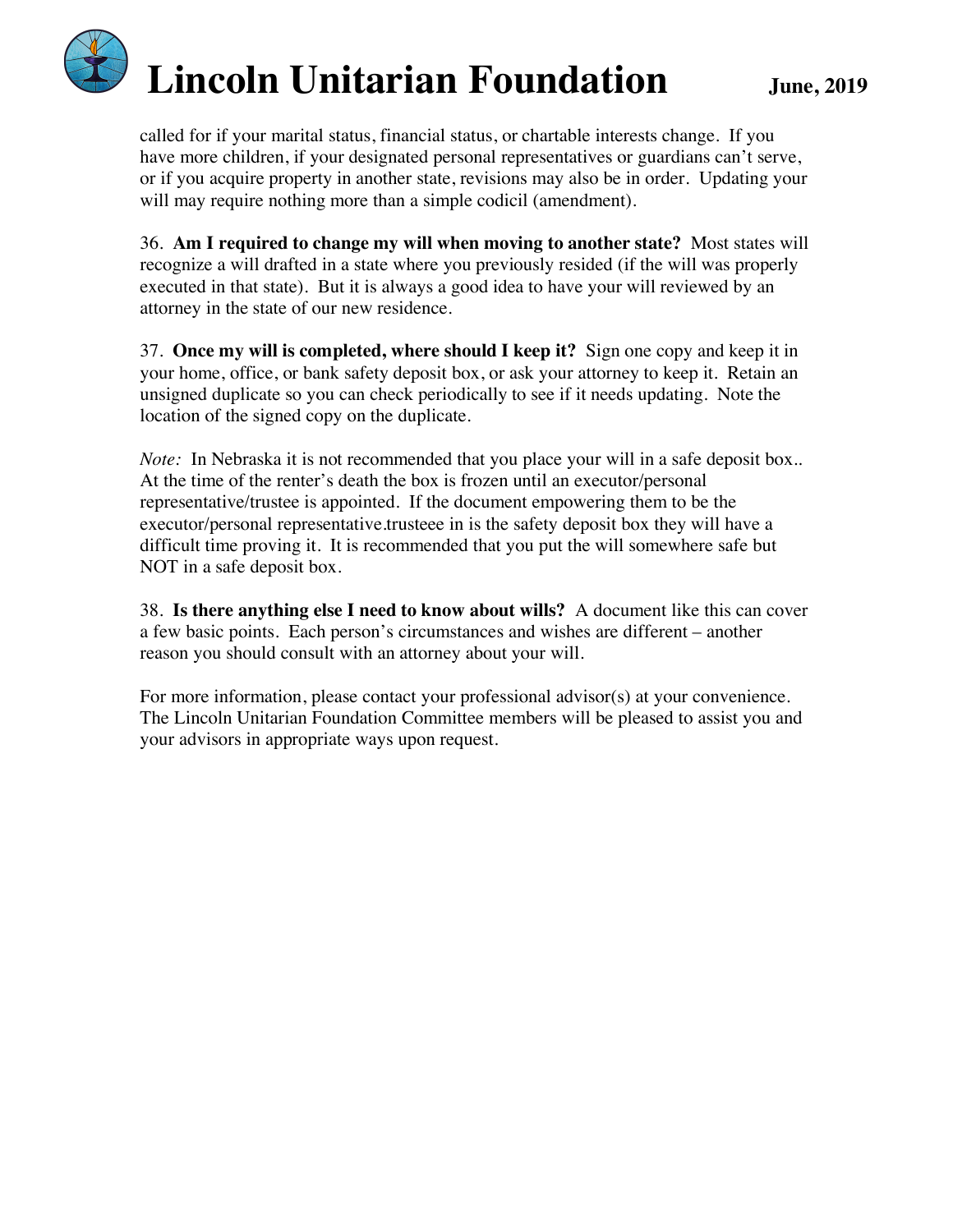called for if your marital status, financial status, or chartable interests change. If you have more children, if your designated personal representatives or guardians can't serve, or if you acquire property in another state, revisions may also be in order. Updating your will may require nothing more than a simple codicil (amendment).

36. **Am I required to change my will when moving to another state?** Most states will recognize a will drafted in a state where you previously resided (if the will was properly executed in that state). But it is always a good idea to have your will reviewed by an attorney in the state of our new residence.

37. **Once my will is completed, where should I keep it?** Sign one copy and keep it in your home, office, or bank safety deposit box, or ask your attorney to keep it. Retain an unsigned duplicate so you can check periodically to see if it needs updating. Note the location of the signed copy on the duplicate.

*Note:* In Nebraska it is not recommended that you place your will in a safe deposit box.. At the time of the renter's death the box is frozen until an executor/personal representative/trustee is appointed. If the document empowering them to be the executor/personal representative.trusteee in is the safety deposit box they will have a difficult time proving it. It is recommended that you put the will somewhere safe but NOT in a safe deposit box.

38. **Is there anything else I need to know about wills?** A document like this can cover a few basic points. Each person's circumstances and wishes are different – another reason you should consult with an attorney about your will.

For more information, please contact your professional advisor(s) at your convenience. The Lincoln Unitarian Foundation Committee members will be pleased to assist you and your advisors in appropriate ways upon request.